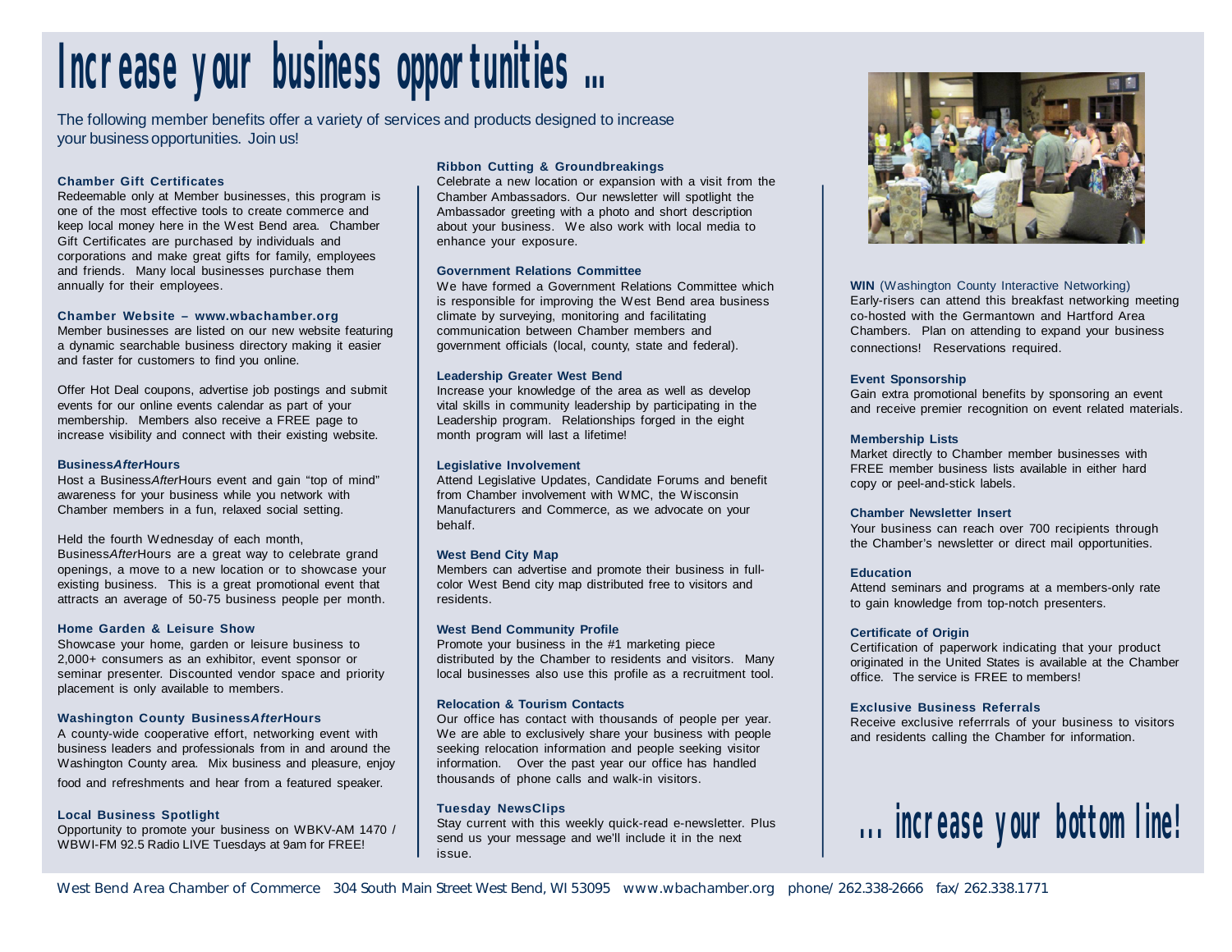# Increase your business opportunities …

The following member benefits offer a variety of services and products designed to increase your business opportunities. Join us!

### Chamber Gift Certificates

Redeemable only at Member businesses, this program is one of the most effective tools to create commerce and keep local money here in the West Bend area. Chamber Gift Certificates are purchased by individuals and corporations and make great gifts for family, employees and friends. Many local businesses purchase them annually for their employees.

### Chamber Website – www.wbachamber.org

Member businesses are listed on our new website featuring a dynamic searchable business directory making it easier and faster for customers to find you online.

Offer Hot Deal coupons, advertise job postings and submit events for our online events calendar as part of your membership. Members also receive a FREE page to increase visibility and connect with their existing website.

### Business*After*Hours

Host a Business*After*Hours event and gain "top of mind" awareness for your business while you network with Chamber members in a fun, relaxed social setting.

Held the fourth Wednesday of each month, Business*After*Hours are a great way to celebrate grand openings, a move to a new location or to showcase your existing business. This is a great promotional event that attracts an average of 50-75 business people per month.

### Home Garden & Leisure Show

Showcase your home, garden or leisure business to 2,000+ consumers as an exhibitor, event sponsor or seminar presenter. Discounted vendor space and priority placement is only available to members.

### Washington County Business*After*Hours

A county-wide cooperative effort, networking event with business leaders and professionals from in and around the Washington County area. Mix business and pleasure, enjoy food and refreshments and hear from a featured speaker.

### Local Business Spotlight

Opportunity to promote your business on WBKV-AM 1470 / WBWI-FM 92.5 Radio LIVE Tuesdays at 9am for FREE!

### Ribbon Cutting & Groundbreakings

Celebrate a new location or expansion with a visit from the Chamber Ambassadors. Our newsletter will spotlight the Ambassador greeting with a photo and short description about your business. We also work with local media to enhance your exposure.

### Government Relations Committee

We have formed a Government Relations Committee which is responsible for improving the West Bend area business climate by surveying, monitoring and facilitating communication between Chamber members and government officials (local, county, state and federal).

### Leadership Greater West Bend

Increase your knowledge of the area as well as develop vital skills in community leadership by participating in the Leadership program. Relationships forged in the eight month program will last a lifetime!

### Legislative Involvement

Attend Legislative Updates, Candidate Forums and benefit from Chamber involvement with WMC, the Wisconsin Manufacturers and Commerce, as we advocate on your behalf.

### West Bend City Map

Members can advertise and promote their business in full-color West Bend city map distributed free to visitors and residents.

### West Bend Community Profile

Promote your business in the #1 marketing piece distributed by the Chamber to residents and visitors. Many local businesses also use this profile as a recruitment tool.

### Relocation & Tourism Contacts

Our office has contact with thousands of people per year. We are able to exclusively share your business with people seeking relocation information and people seeking visitor information. Over the past year our office has handled thousands of phone calls and walk-in visitors.

### Tuesday NewsClips

Stay current with this weekly quick-read e-newsletter. Plus send us your message and we'll include it in the next issue.

### WIN (Washington County Interactive Networking)

Early-risers can attend this breakfast networking meeting co-hosted with the Germantown and Hartford Area Chambers. Plan on attending to expand your business connections! Reservations required.

### Event Sponsorship

Gain extra promotional benefits by sponsoring an event and receive premier recognition on event related materials.

### Membership Lists

Market directly to Chamber member businesses with FREE member business lists available in either hard copy or peel-and-stick labels.

### Chamber Newsletter Insert

Your business can reach over 700 recipients through the Chamber's newsletter or direct mail opportunities.

### Education

Attend seminars and programs at a members-only rate to gain knowledge from top-notch presenters.

### Certificate of Origin

Certification of paperwork indicating that your product originated in the United States is available at the Chamber office. The service is FREE to members!

### Exclusive Business Referrals

Receive exclusive referrrals of your business to visitors and residents calling the Chamber for information.

## … increase your bottom line!

West Bend Area Chamber of Commerce 304 South Main Street West Bend, WI 53095 www.wbachamber.org phone/ 262.338-2666 fax/ 262.338.1771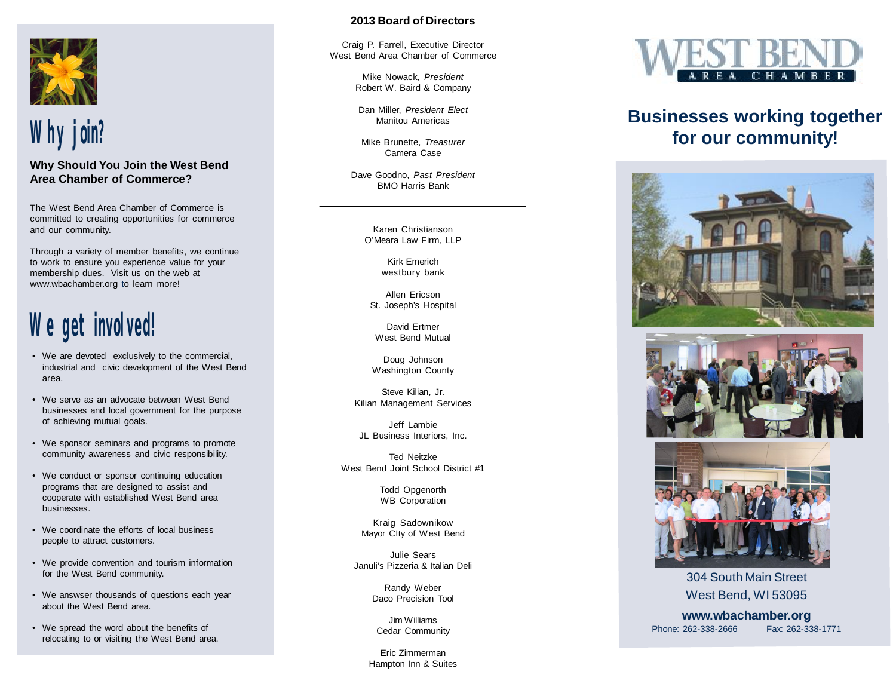# Why join?

### Why Should You Join the West Bend Area Chamber of Commerce?

The West Bend Area Chamber of Commerce is committed to creating opportunities for commerce and our community.

Through a variety of member benefits, we continue to work to ensure you experience value for your membership dues. Visit us on the web at www.wbachamber.org to learn more!

# We get involved!

- We are devoted exclusively to the commercial, industrial and civic development of the West Bend area.
- We serve as an advocate between West Bend businesses and local government for the purpose of achieving mutual goals.
- We sponsor seminars and programs to promote community awareness and civic responsibility.
- We conduct or sponsor continuing education programs that are designed to assist and cooperate with established West Bend area businesses.
- We coordinate the efforts of local business people to attract customers.
- We provide convention and tourism information for the West Bend community.
- We answser thousands of questions each year about the West Bend area.
- We spread the word about the benefits of relocating to or visiting the West Bend area.

## 2013 Board of Directors

Craig P. Farrell, Executive Director
West Bend Area Chamber of Commerce

Mike Nowack, *President*
Robert W. Baird & Company

Dan Miller, *President Elect*
Manitou Americas

Mike Brunette, *Treasurer*
Camera Case

Dave Goodno, *Past President*
BMO Harris Bank

---

Karen Christianson
O'Meara Law Firm, LLP

Kirk Emerich
westbury bank

Allen Ericson
St. Joseph's Hospital

David Ertmer
West Bend Mutual

Doug Johnson
Washington County

Steve Kilian, Jr.
Kilian Management Services

Jeff Lambie
JL Business Interiors, Inc.

Ted Neitzke
West Bend Joint School District #1

Todd Opgenorth
WB Corporation

Kraig Sadownikow
Mayor CIty of West Bend

Julie Sears
Januli's Pizzeria & Italian Deli

Randy Weber
Daco Precision Tool

Jim Williams
Cedar Community

Eric Zimmerman
Hampton Inn & Suites

WEST BEND AREA CHAMBER

## Businesses working together for our community!

304 South Main Street
West Bend, WI 53095

**www.wbachamber.org**
Phone: 262-338-2666 Fax: 262-338-1771